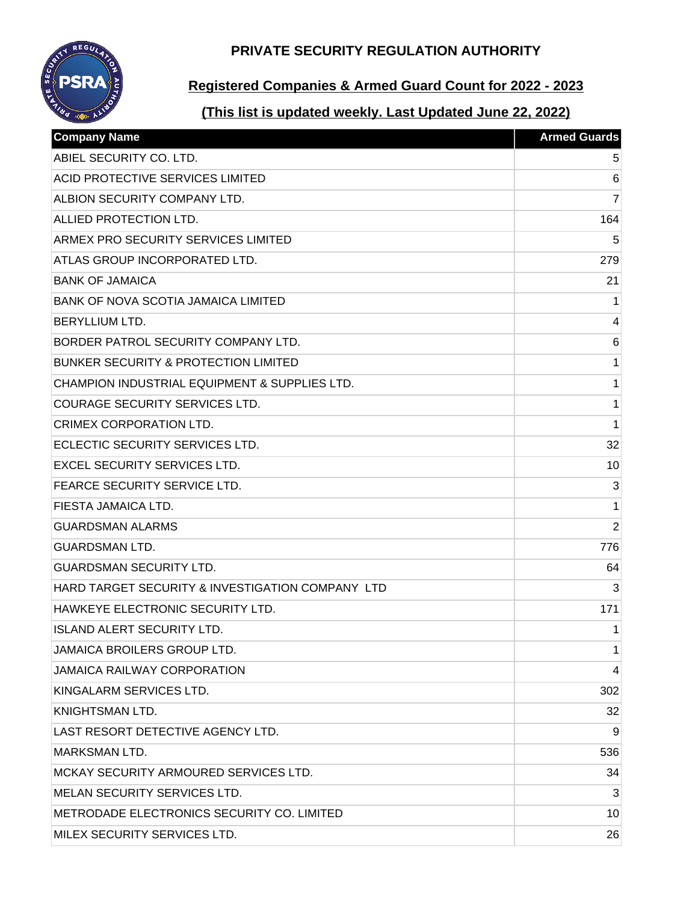# PRIVATE SECURITY REGULATION AUTHORITY

## Registered Companies & Armed Guard Count for 2022 - 2023

## (This list is updated weekly. Last Updated June 22, 2022)

| Company Name | Armed Guards |
|---|---|
| ABIEL SECURITY CO. LTD. | 5 |
| ACID PROTECTIVE SERVICES LIMITED | 6 |
| ALBION SECURITY COMPANY LTD. | 7 |
| ALLIED PROTECTION LTD. | 164 |
| ARMEX PRO SECURITY SERVICES LIMITED | 5 |
| ATLAS GROUP INCORPORATED LTD. | 279 |
| BANK OF JAMAICA | 21 |
| BANK OF NOVA SCOTIA JAMAICA LIMITED | 1 |
| BERYLLIUM LTD. | 4 |
| BORDER PATROL SECURITY COMPANY LTD. | 6 |
| BUNKER SECURITY & PROTECTION LIMITED | 1 |
| CHAMPION INDUSTRIAL EQUIPMENT & SUPPLIES LTD. | 1 |
| COURAGE SECURITY SERVICES LTD. | 1 |
| CRIMEX CORPORATION LTD. | 1 |
| ECLECTIC SECURITY SERVICES LTD. | 32 |
| EXCEL SECURITY SERVICES LTD. | 10 |
| FEARCE SECURITY SERVICE LTD. | 3 |
| FIESTA JAMAICA LTD. | 1 |
| GUARDSMAN ALARMS | 2 |
| GUARDSMAN LTD. | 776 |
| GUARDSMAN SECURITY LTD. | 64 |
| HARD TARGET SECURITY & INVESTIGATION COMPANY LTD | 3 |
| HAWKEYE ELECTRONIC SECURITY LTD. | 171 |
| ISLAND ALERT SECURITY LTD. | 1 |
| JAMAICA BROILERS GROUP LTD. | 1 |
| JAMAICA RAILWAY CORPORATION | 4 |
| KINGALARM SERVICES LTD. | 302 |
| KNIGHTSMAN LTD. | 32 |
| LAST RESORT DETECTIVE AGENCY LTD. | 9 |
| MARKSMAN LTD. | 536 |
| MCKAY SECURITY ARMOURED SERVICES LTD. | 34 |
| MELAN SECURITY SERVICES LTD. | 3 |
| METRODADE ELECTRONICS SECURITY CO. LIMITED | 10 |
| MILEX SECURITY SERVICES LTD. | 26 |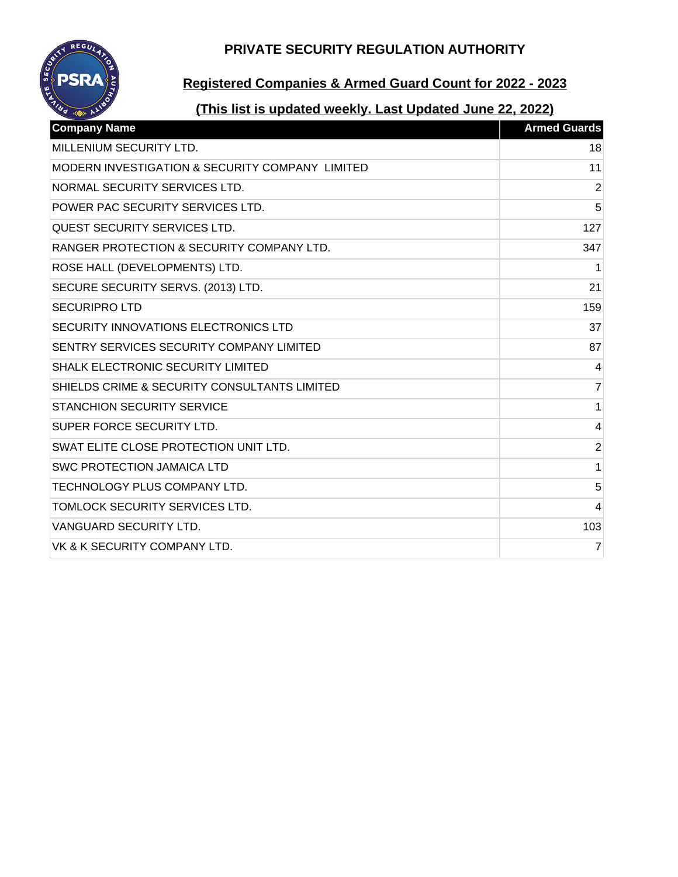# PRIVATE SECURITY REGULATION AUTHORITY

## Registered Companies & Armed Guard Count for 2022 - 2023

### (This list is updated weekly. Last Updated June 22, 2022)

| Company Name | Armed Guards |
|---|---|
| MILLENIUM SECURITY LTD. | 18 |
| MODERN INVESTIGATION & SECURITY COMPANY LIMITED | 11 |
| NORMAL SECURITY SERVICES LTD. | 2 |
| POWER PAC SECURITY SERVICES LTD. | 5 |
| QUEST SECURITY SERVICES LTD. | 127 |
| RANGER PROTECTION & SECURITY COMPANY LTD. | 347 |
| ROSE HALL (DEVELOPMENTS) LTD. | 1 |
| SECURE SECURITY SERVS. (2013) LTD. | 21 |
| SECURIPRO LTD | 159 |
| SECURITY INNOVATIONS ELECTRONICS LTD | 37 |
| SENTRY SERVICES SECURITY COMPANY LIMITED | 87 |
| SHALK ELECTRONIC SECURITY LIMITED | 4 |
| SHIELDS CRIME & SECURITY CONSULTANTS LIMITED | 7 |
| STANCHION SECURITY SERVICE | 1 |
| SUPER FORCE SECURITY LTD. | 4 |
| SWAT ELITE CLOSE PROTECTION UNIT LTD. | 2 |
| SWC PROTECTION JAMAICA LTD | 1 |
| TECHNOLOGY PLUS COMPANY LTD. | 5 |
| TOMLOCK SECURITY SERVICES LTD. | 4 |
| VANGUARD SECURITY LTD. | 103 |
| VK & K SECURITY COMPANY LTD. | 7 |